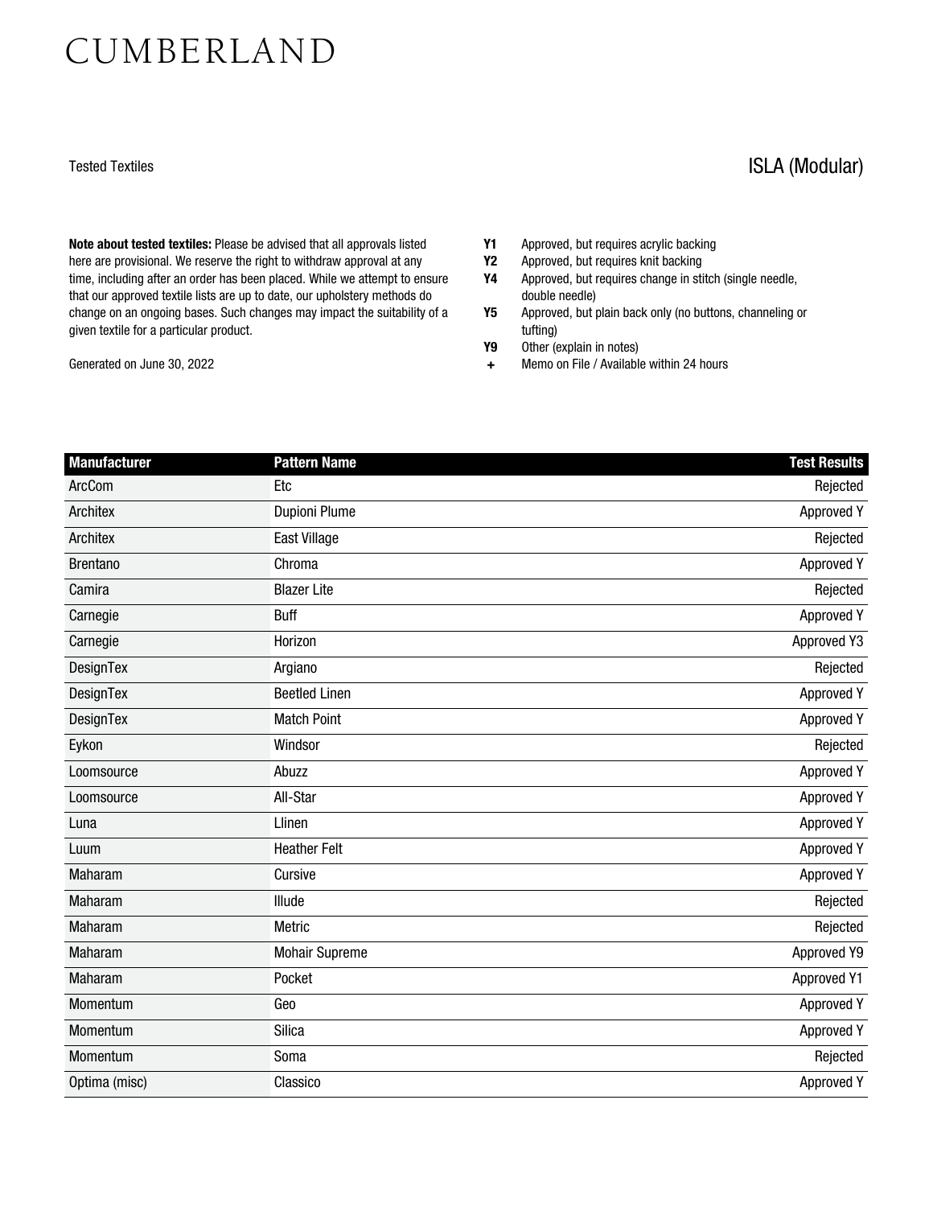# CUMBERLAND

Tested Textiles

## ISLA (Modular)

**Note about tested textiles:** Please be advised that all approvals listed here are provisional. We reserve the right to withdraw approval at any time, including after an order has been placed. While we attempt to ensure that our approved textile lists are up to date, our upholstery methods do change on an ongoing bases. Such changes may impact the suitability of a given textile for a particular product.

Generated on June 30, 2022

- **Y1** Approved, but requires acrylic backing
- **Y2** Approved, but requires knit backing
- **Y4** Approved, but requires change in stitch (single needle, double needle)
- **Y5** Approved, but plain back only (no buttons, channeling or tufting)
- **Y9** Other (explain in notes)
- **+** Memo on File / Available within 24 hours

| Manufacturer | Pattern Name | Test Results |
|---|---|---|
| ArcCom | Etc | Rejected |
| Architex | Dupioni Plume | Approved Y |
| Architex | East Village | Rejected |
| Brentano | Chroma | Approved Y |
| Camira | Blazer Lite | Rejected |
| Carnegie | Buff | Approved Y |
| Carnegie | Horizon | Approved Y3 |
| DesignTex | Argiano | Rejected |
| DesignTex | Beetled Linen | Approved Y |
| DesignTex | Match Point | Approved Y |
| Eykon | Windsor | Rejected |
| Loomsource | Abuzz | Approved Y |
| Loomsource | All-Star | Approved Y |
| Luna | Llinen | Approved Y |
| Luum | Heather Felt | Approved Y |
| Maharam | Cursive | Approved Y |
| Maharam | Illude | Rejected |
| Maharam | Metric | Rejected |
| Maharam | Mohair Supreme | Approved Y9 |
| Maharam | Pocket | Approved Y1 |
| Momentum | Geo | Approved Y |
| Momentum | Silica | Approved Y |
| Momentum | Soma | Rejected |
| Optima (misc) | Classico | Approved Y |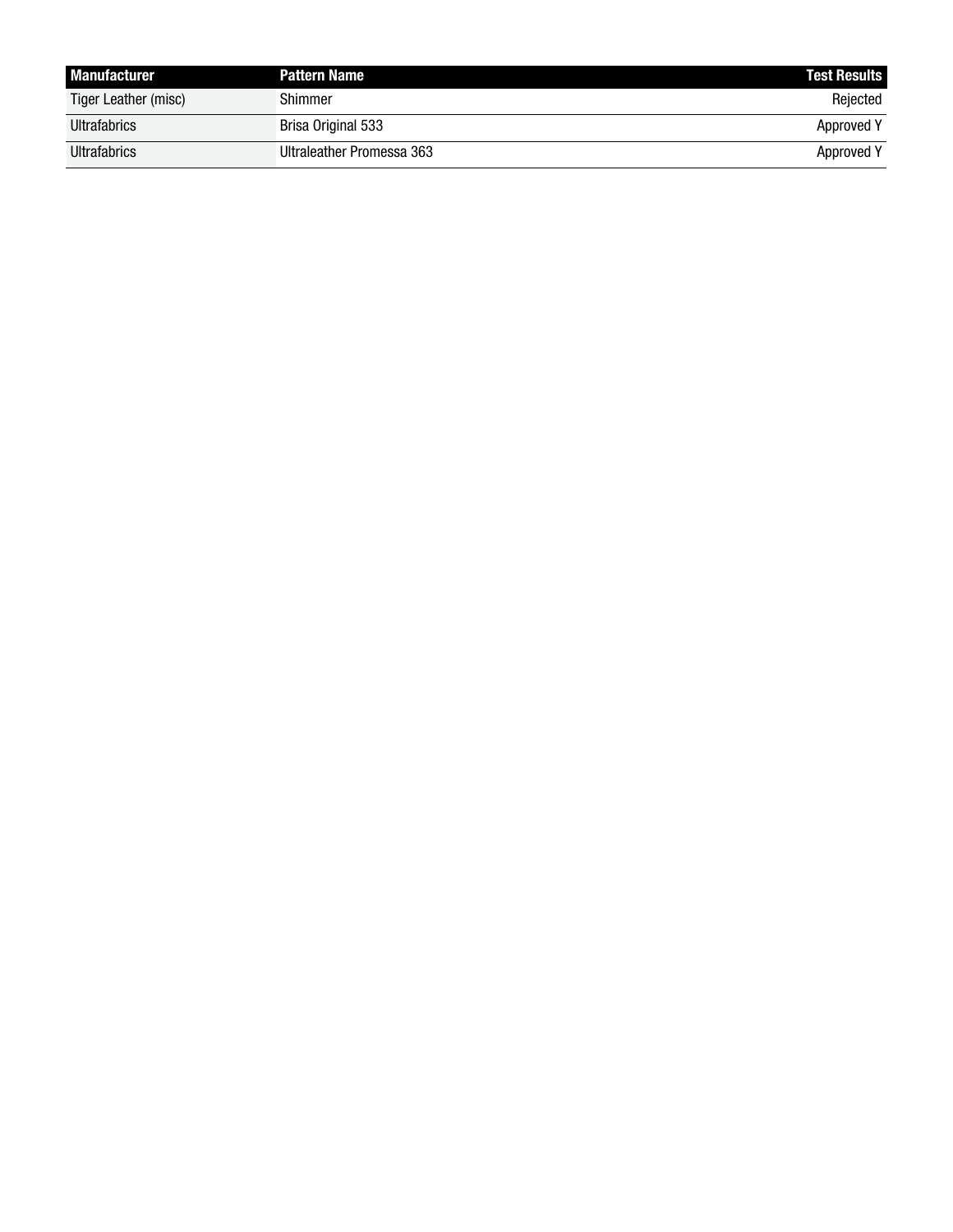| Manufacturer | Pattern Name | Test Results |
|---|---|---|
| Tiger Leather (misc) | Shimmer | Rejected |
| Ultrafabrics | Brisa Original 533 | Approved Y |
| Ultrafabrics | Ultraleather Promessa 363 | Approved Y |